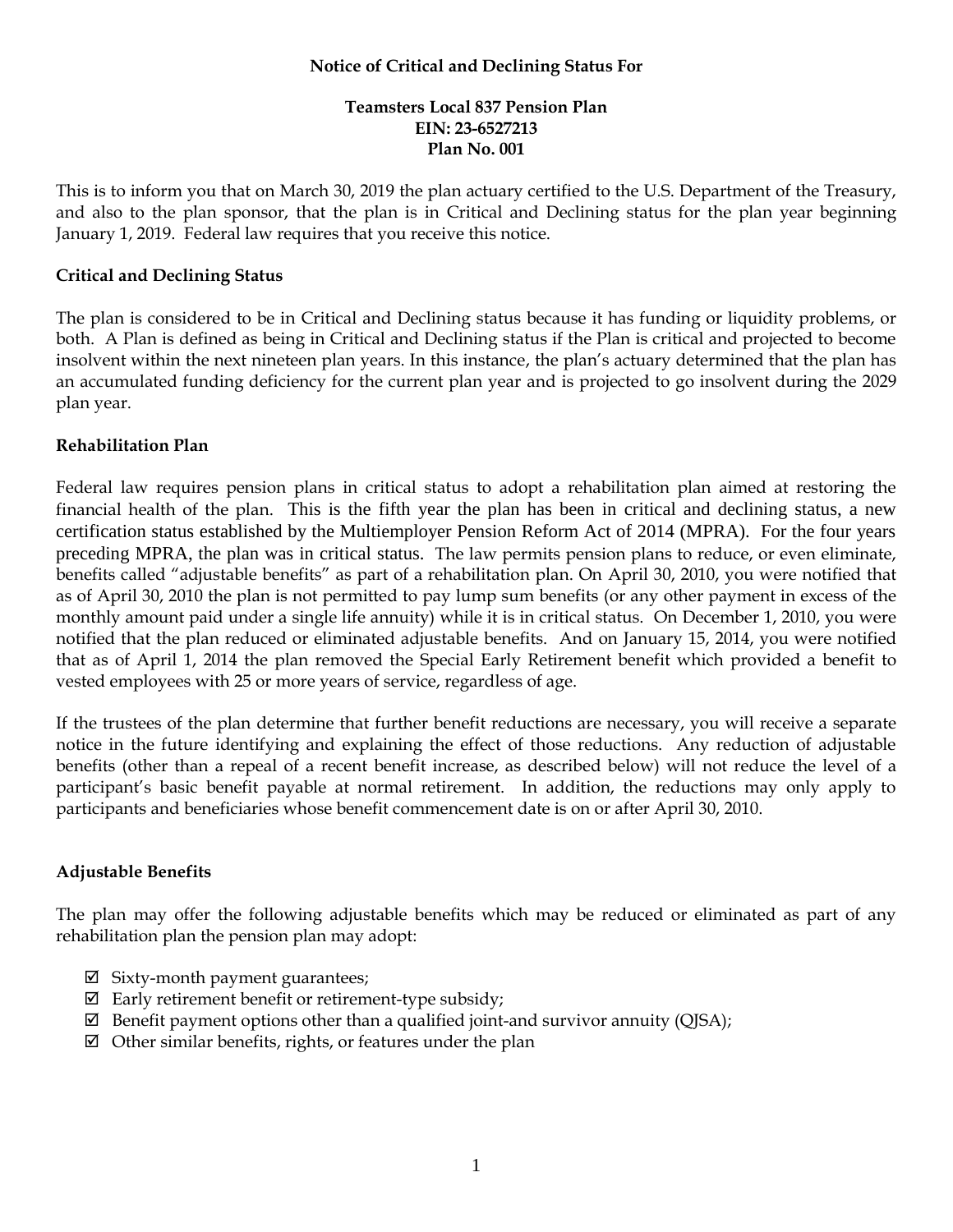**Notice of Critical and Declining Status For**

**Teamsters Local 837 Pension Plan**
**EIN: 23-6527213**
**Plan No. 001**

This is to inform you that on March 30, 2019 the plan actuary certified to the U.S. Department of the Treasury, and also to the plan sponsor, that the plan is in Critical and Declining status for the plan year beginning January 1, 2019. Federal law requires that you receive this notice.

## Critical and Declining Status

The plan is considered to be in Critical and Declining status because it has funding or liquidity problems, or both. A Plan is defined as being in Critical and Declining status if the Plan is critical and projected to become insolvent within the next nineteen plan years. In this instance, the plan's actuary determined that the plan has an accumulated funding deficiency for the current plan year and is projected to go insolvent during the 2029 plan year.

## Rehabilitation Plan

Federal law requires pension plans in critical status to adopt a rehabilitation plan aimed at restoring the financial health of the plan. This is the fifth year the plan has been in critical and declining status, a new certification status established by the Multiemployer Pension Reform Act of 2014 (MPRA). For the four years preceding MPRA, the plan was in critical status. The law permits pension plans to reduce, or even eliminate, benefits called "adjustable benefits" as part of a rehabilitation plan. On April 30, 2010, you were notified that as of April 30, 2010 the plan is not permitted to pay lump sum benefits (or any other payment in excess of the monthly amount paid under a single life annuity) while it is in critical status. On December 1, 2010, you were notified that the plan reduced or eliminated adjustable benefits. And on January 15, 2014, you were notified that as of April 1, 2014 the plan removed the Special Early Retirement benefit which provided a benefit to vested employees with 25 or more years of service, regardless of age.

If the trustees of the plan determine that further benefit reductions are necessary, you will receive a separate notice in the future identifying and explaining the effect of those reductions. Any reduction of adjustable benefits (other than a repeal of a recent benefit increase, as described below) will not reduce the level of a participant's basic benefit payable at normal retirement. In addition, the reductions may only apply to participants and beneficiaries whose benefit commencement date is on or after April 30, 2010.

## Adjustable Benefits

The plan may offer the following adjustable benefits which may be reduced or eliminated as part of any rehabilitation plan the pension plan may adopt:

- ☑ Sixty-month payment guarantees;
- ☑ Early retirement benefit or retirement-type subsidy;
- ☑ Benefit payment options other than a qualified joint-and survivor annuity (QJSA);
- ☑ Other similar benefits, rights, or features under the plan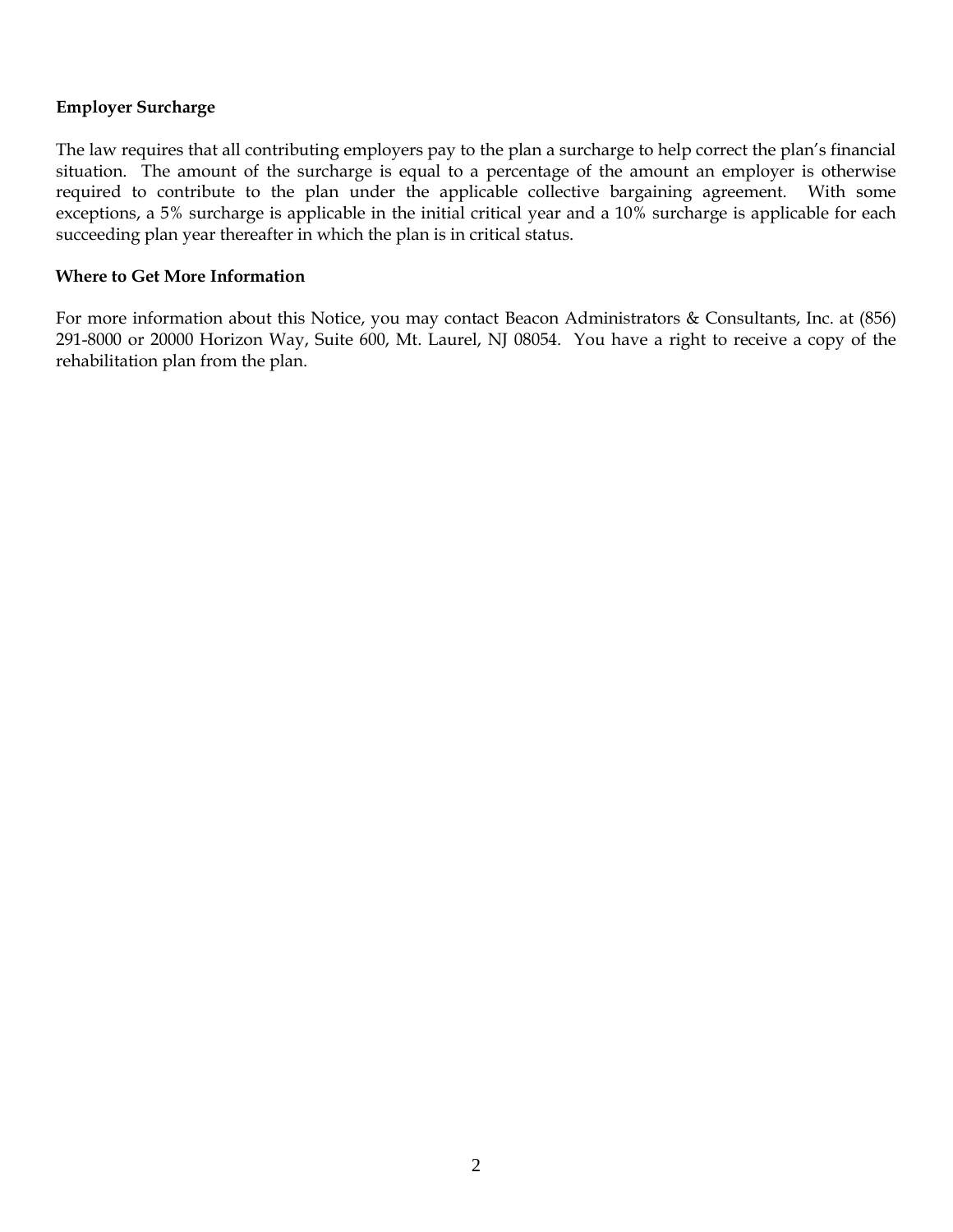**Employer Surcharge**

The law requires that all contributing employers pay to the plan a surcharge to help correct the plan's financial situation. The amount of the surcharge is equal to a percentage of the amount an employer is otherwise required to contribute to the plan under the applicable collective bargaining agreement. With some exceptions, a 5% surcharge is applicable in the initial critical year and a 10% surcharge is applicable for each succeeding plan year thereafter in which the plan is in critical status.

**Where to Get More Information**

For more information about this Notice, you may contact Beacon Administrators & Consultants, Inc. at (856) 291-8000 or 20000 Horizon Way, Suite 600, Mt. Laurel, NJ 08054. You have a right to receive a copy of the rehabilitation plan from the plan.